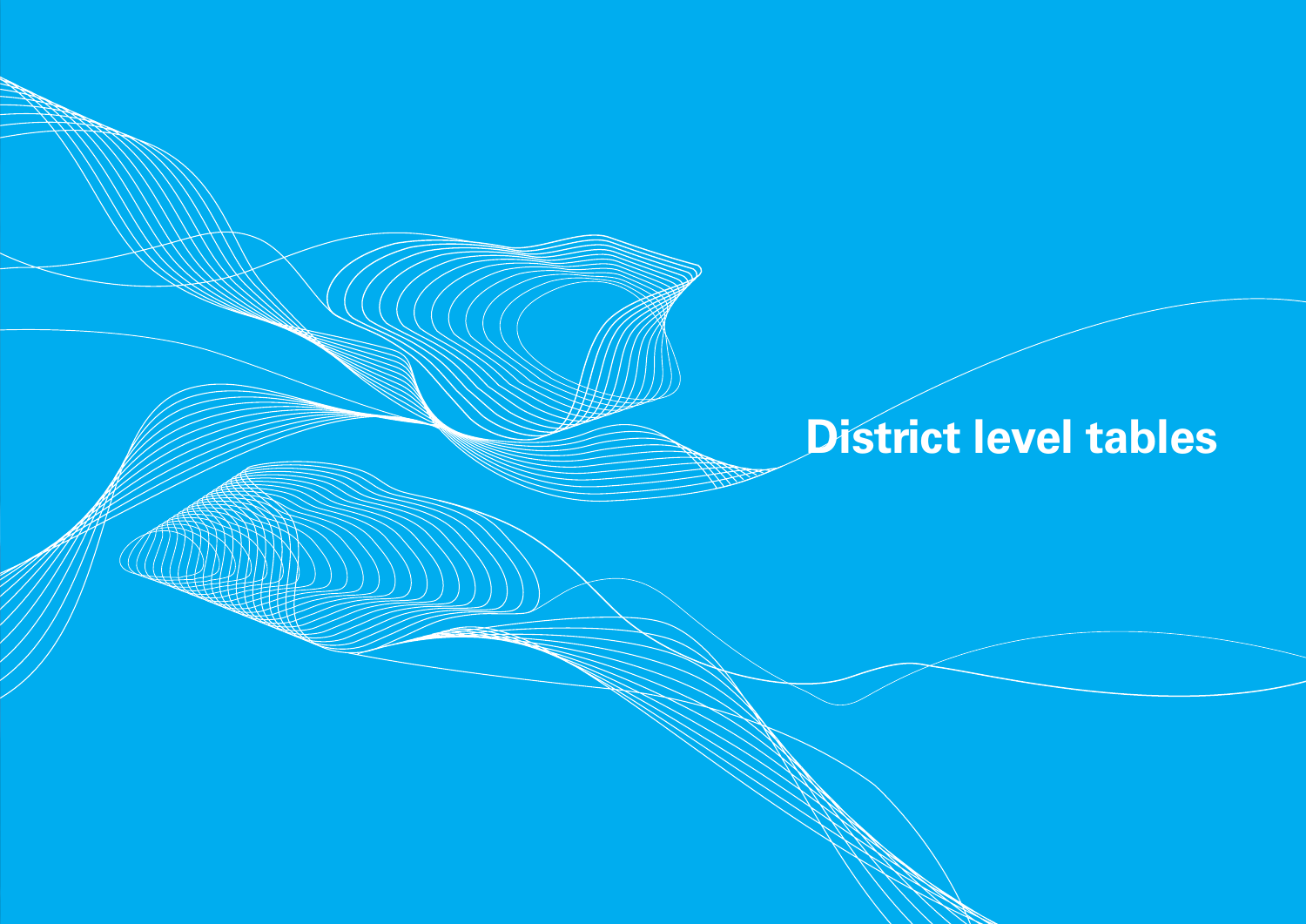# District level tables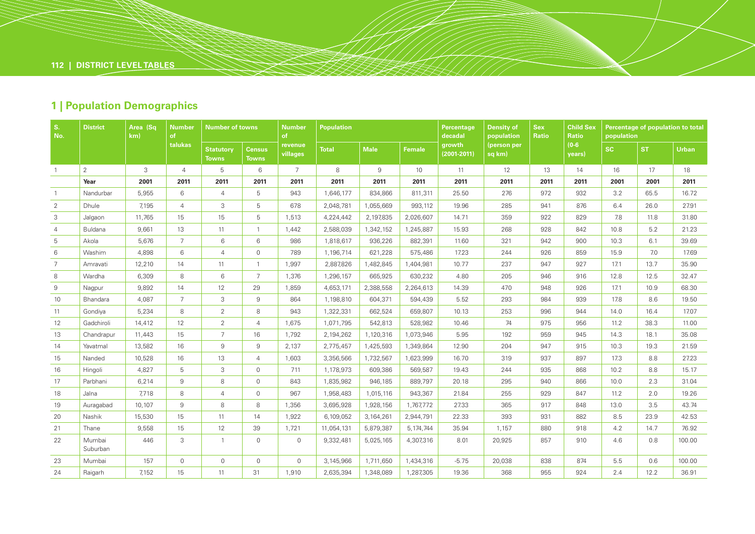## 1 | Population Demographics

| S. No. | District | Area (Sq km) | Number of talukas | Number of towns | | Number of revenue villages | Population | | | Percentage decadal growth (2001-2011) | Density of population (person per sq km) | Sex Ratio | Child Sex Ratio (0-6 years) | Percentage of population to total population | | |
|---|---|---|---|---|---|---|---|---|---|---|---|---|---|---|---|---|
| | | | | Statutory Towns | Census Towns | | Total | Male | Female | | | | | SC | ST | Urban |
| 1 | 2 | 3 | 4 | 5 | 6 | 7 | 8 | 9 | 10 | 11 | 12 | 13 | 14 | 16 | 17 | 18 |
| | **Year** | **2001** | **2011** | **2011** | **2011** | **2011** | **2011** | **2011** | **2011** | **2011** | **2011** | **2011** | **2011** | **2001** | **2001** | **2011** |
| 1 | Nandurbar | 5,955 | 6 | 4 | 5 | 943 | 1,646,177 | 834,866 | 811,311 | 25.50 | 276 | 972 | 932 | 3.2 | 65.5 | 16.72 |
| 2 | Dhule | 7,195 | 4 | 3 | 5 | 678 | 2,048,781 | 1,055,669 | 993,112 | 19.96 | 285 | 941 | 876 | 6.4 | 26.0 | 27.91 |
| 3 | Jalgaon | 11,765 | 15 | 15 | 5 | 1,513 | 4,224,442 | 2,197,835 | 2,026,607 | 14.71 | 359 | 922 | 829 | 7.8 | 11.8 | 31.80 |
| 4 | Buldana | 9,661 | 13 | 11 | 1 | 1,442 | 2,588,039 | 1,342,152 | 1,245,887 | 15.93 | 268 | 928 | 842 | 10.8 | 5.2 | 21.23 |
| 5 | Akola | 5,676 | 7 | 6 | 6 | 986 | 1,818,617 | 936,226 | 882,391 | 11.60 | 321 | 942 | 900 | 10.3 | 6.1 | 39.69 |
| 6 | Washim | 4,898 | 6 | 4 | 0 | 789 | 1,196,714 | 621,228 | 575,486 | 17.23 | 244 | 926 | 859 | 15.9 | 7.0 | 17.69 |
| 7 | Amravati | 12,210 | 14 | 11 | 1 | 1,997 | 2,887,826 | 1,482,845 | 1,404,981 | 10.77 | 237 | 947 | 927 | 17.1 | 13.7 | 35.90 |
| 8 | Wardha | 6,309 | 8 | 6 | 7 | 1,376 | 1,296,157 | 665,925 | 630,232 | 4.80 | 205 | 946 | 916 | 12.8 | 12.5 | 32.47 |
| 9 | Nagpur | 9,892 | 14 | 12 | 29 | 1,859 | 4,653,171 | 2,388,558 | 2,264,613 | 14.39 | 470 | 948 | 926 | 17.1 | 10.9 | 68.30 |
| 10 | Bhandara | 4,087 | 7 | 3 | 9 | 864 | 1,198,810 | 604,371 | 594,439 | 5.52 | 293 | 984 | 939 | 17.8 | 8.6 | 19.50 |
| 11 | Gondiya | 5,234 | 8 | 2 | 8 | 943 | 1,322,331 | 662,524 | 659,807 | 10.13 | 253 | 996 | 944 | 14.0 | 16.4 | 17.07 |
| 12 | Gadchiroli | 14,412 | 12 | 2 | 4 | 1,675 | 1,071,795 | 542,813 | 528,982 | 10.46 | 74 | 975 | 956 | 11.2 | 38.3 | 11.00 |
| 13 | Chandrapur | 11,443 | 15 | 7 | 16 | 1,792 | 2,194,262 | 1,120,316 | 1,073,946 | 5.95 | 192 | 959 | 945 | 14.3 | 18.1 | 35.08 |
| 14 | Yavatmal | 13,582 | 16 | 9 | 9 | 2,137 | 2,775,457 | 1,425,593 | 1,349,864 | 12.90 | 204 | 947 | 915 | 10.3 | 19.3 | 21.59 |
| 15 | Nanded | 10,528 | 16 | 13 | 4 | 1,603 | 3,356,566 | 1,732,567 | 1,623,999 | 16.70 | 319 | 937 | 897 | 17.3 | 8.8 | 27.23 |
| 16 | Hingoli | 4,827 | 5 | 3 | 0 | 711 | 1,178,973 | 609,386 | 569,587 | 19.43 | 244 | 935 | 868 | 10.2 | 8.8 | 15.17 |
| 17 | Parbhani | 6,214 | 9 | 8 | 0 | 843 | 1,835,982 | 946,185 | 889,797 | 20.18 | 295 | 940 | 866 | 10.0 | 2.3 | 31.04 |
| 18 | Jalna | 7,718 | 8 | 4 | 0 | 967 | 1,958,483 | 1,015,116 | 943,367 | 21.84 | 255 | 929 | 847 | 11.2 | 2.0 | 19.26 |
| 19 | Auragabad | 10,107 | 9 | 8 | 8 | 1,356 | 3,695,928 | 1,928,156 | 1,767,772 | 27.33 | 365 | 917 | 848 | 13.0 | 3.5 | 43.74 |
| 20 | Nashik | 15,530 | 15 | 11 | 14 | 1,922 | 6,109,052 | 3,164,261 | 2,944,791 | 22.33 | 393 | 931 | 882 | 8.5 | 23.9 | 42.53 |
| 21 | Thane | 9,558 | 15 | 12 | 39 | 1,721 | 11,054,131 | 5,879,387 | 5,174,744 | 35.94 | 1,157 | 880 | 918 | 4.2 | 14.7 | 76.92 |
| 22 | Mumbai Suburban | 446 | 3 | 1 | 0 | 0 | 9,332,481 | 5,025,165 | 4,307,316 | 8.01 | 20,925 | 857 | 910 | 4.6 | 0.8 | 100.00 |
| 23 | Mumbai | 157 | 0 | 0 | 0 | 0 | 3,145,966 | 1,711,650 | 1,434,316 | -5.75 | 20,038 | 838 | 874 | 5.5 | 0.6 | 100.00 |
| 24 | Raigarh | 7,152 | 15 | 11 | 31 | 1,910 | 2,635,394 | 1,348,089 | 1,287,305 | 19.36 | 368 | 955 | 924 | 2.4 | 12.2 | 36.91 |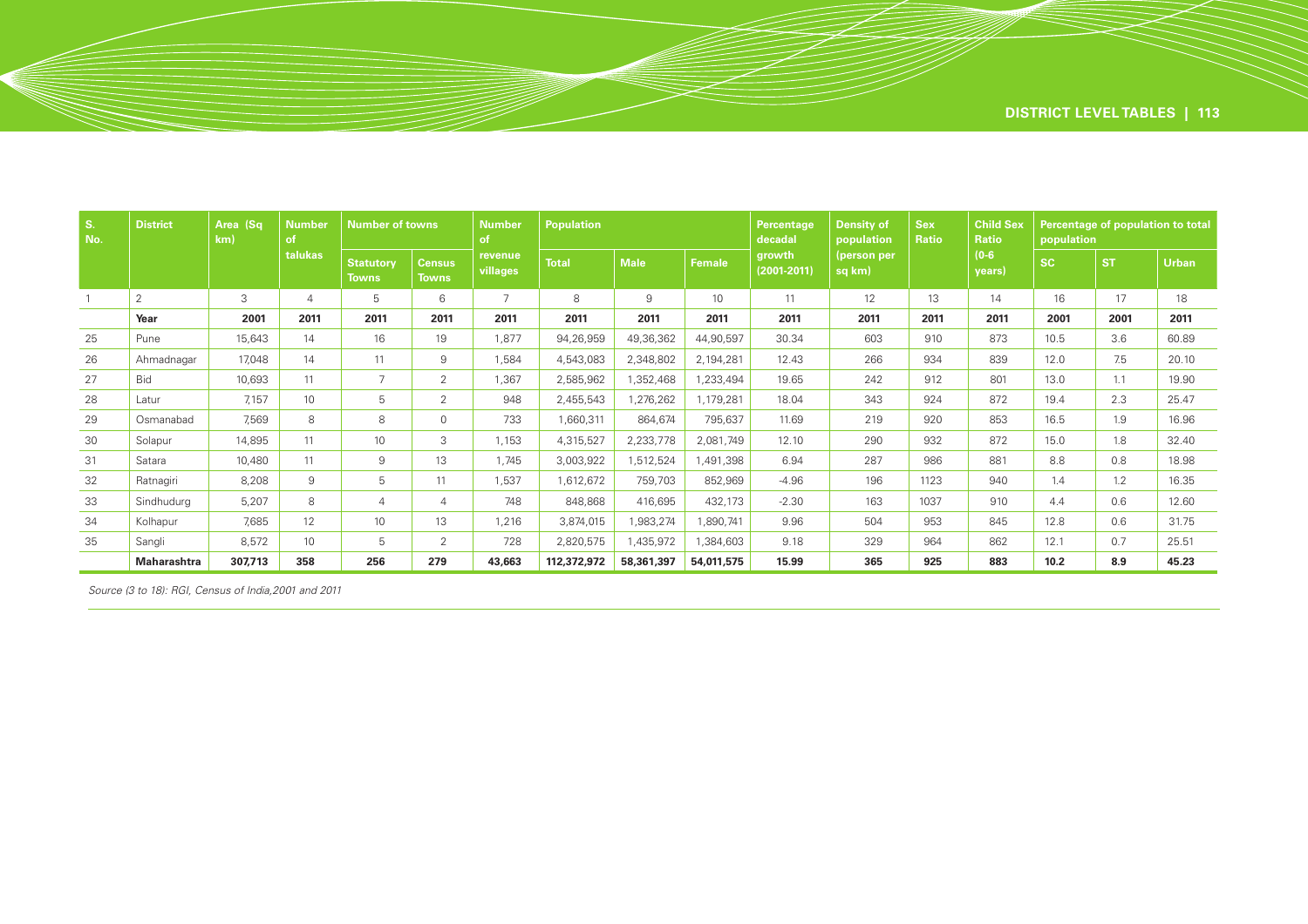| S. No. | District | Area (Sq km) | Number of talukas | Number of towns | | Number of revenue villages | Population | | | Percentage decadal growth (2001-2011) | Density of population (person per sq km) | Sex Ratio | Child Sex Ratio (0-6 years) | Percentage of population to total population | | |
|---|---|---|---|---|---|---|---|---|---|---|---|---|---|---|---|---|
| | | | | Statutory Towns | Census Towns | | Total | Male | Female | | | | | SC | ST | Urban |
| 1 | 2 | 3 | 4 | 5 | 6 | 7 | 8 | 9 | 10 | 11 | 12 | 13 | 14 | 16 | 17 | 18 |
| | **Year** | **2001** | **2011** | **2011** | **2011** | **2011** | **2011** | **2011** | **2011** | **2011** | **2011** | **2011** | **2011** | **2001** | **2001** | **2011** |
| 25 | Pune | 15,643 | 14 | 16 | 19 | 1,877 | 94,26,959 | 49,36,362 | 44,90,597 | 30.34 | 603 | 910 | 873 | 10.5 | 3.6 | 60.89 |
| 26 | Ahmadnagar | 17,048 | 14 | 11 | 9 | 1,584 | 4,543,083 | 2,348,802 | 2,194,281 | 12.43 | 266 | 934 | 839 | 12.0 | 7.5 | 20.10 |
| 27 | Bid | 10,693 | 11 | 7 | 2 | 1,367 | 2,585,962 | 1,352,468 | 1,233,494 | 19.65 | 242 | 912 | 801 | 13.0 | 1.1 | 19.90 |
| 28 | Latur | 7,157 | 10 | 5 | 2 | 948 | 2,455,543 | 1,276,262 | 1,179,281 | 18.04 | 343 | 924 | 872 | 19.4 | 2.3 | 25.47 |
| 29 | Osmanabad | 7,569 | 8 | 8 | 0 | 733 | 1,660,311 | 864,674 | 795,637 | 11.69 | 219 | 920 | 853 | 16.5 | 1.9 | 16.96 |
| 30 | Solapur | 14,895 | 11 | 10 | 3 | 1,153 | 4,315,527 | 2,233,778 | 2,081,749 | 12.10 | 290 | 932 | 872 | 15.0 | 1.8 | 32.40 |
| 31 | Satara | 10,480 | 11 | 9 | 13 | 1,745 | 3,003,922 | 1,512,524 | 1,491,398 | 6.94 | 287 | 986 | 881 | 8.8 | 0.8 | 18.98 |
| 32 | Ratnagiri | 8,208 | 9 | 5 | 11 | 1,537 | 1,612,672 | 759,703 | 852,969 | -4.96 | 196 | 1123 | 940 | 1.4 | 1.2 | 16.35 |
| 33 | Sindhudurg | 5,207 | 8 | 4 | 4 | 748 | 848,868 | 416,695 | 432,173 | -2.30 | 163 | 1037 | 910 | 4.4 | 0.6 | 12.60 |
| 34 | Kolhapur | 7,685 | 12 | 10 | 13 | 1,216 | 3,874,015 | 1,983,274 | 1,890,741 | 9.96 | 504 | 953 | 845 | 12.8 | 0.6 | 31.75 |
| 35 | Sangli | 8,572 | 10 | 5 | 2 | 728 | 2,820,575 | 1,435,972 | 1,384,603 | 9.18 | 329 | 964 | 862 | 12.1 | 0.7 | 25.51 |
| | **Maharashtra** | **307,713** | **358** | **256** | **279** | **43,663** | **112,372,972** | **58,361,397** | **54,011,575** | **15.99** | **365** | **925** | **883** | **10.2** | **8.9** | **45.23** |

*Source (3 to 18): RGI, Census of India,2001 and 2011*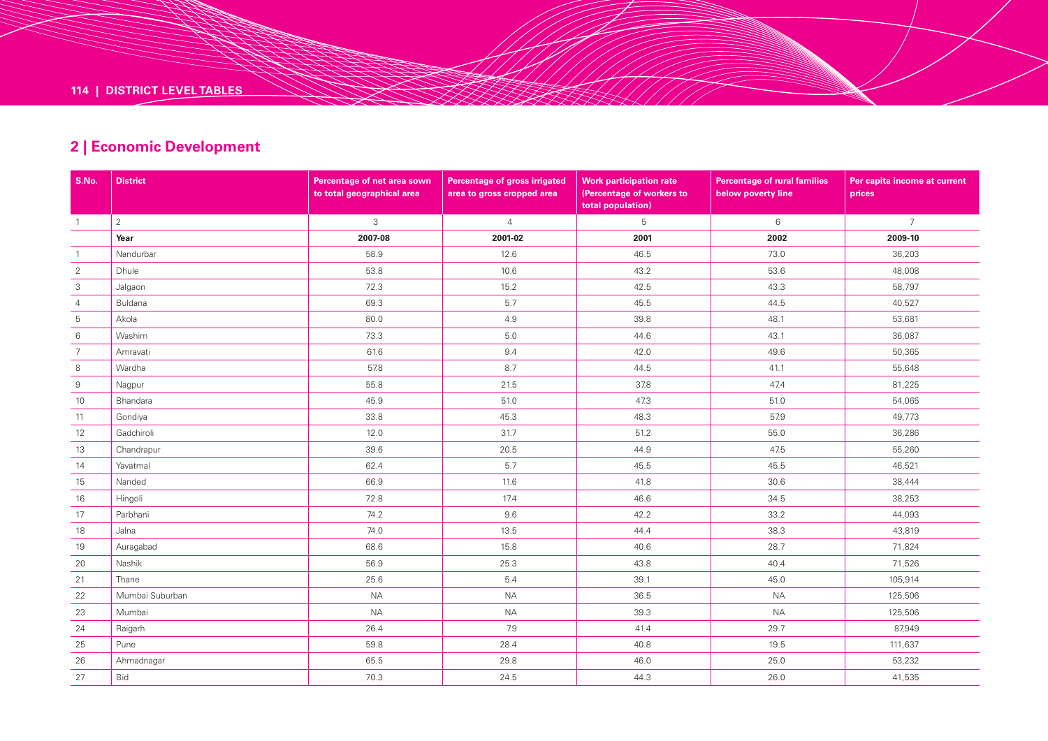## 2 | Economic Development

| S.No. | District | Percentage of net area sown to total geographical area | Percentage of gross irrigated area to gross cropped area | Work participation rate (Percentage of workers to total population) | Percentage of rural families below poverty line | Per capita income at current prices |
|---|---|---|---|---|---|---|
| 1 | 2 | 3 | 4 | 5 | 6 | 7 |
| | **Year** | **2007-08** | **2001-02** | **2001** | **2002** | **2009-10** |
| 1 | Nandurbar | 58.9 | 12.6 | 46.5 | 73.0 | 36,203 |
| 2 | Dhule | 53.8 | 10.6 | 43.2 | 53.6 | 48,008 |
| 3 | Jalgaon | 72.3 | 15.2 | 42.5 | 43.3 | 58,797 |
| 4 | Buldana | 69.3 | 5.7 | 45.5 | 44.5 | 40,527 |
| 5 | Akola | 80.0 | 4.9 | 39.8 | 48.1 | 53,681 |
| 6 | Washim | 73.3 | 5.0 | 44.6 | 43.1 | 36,087 |
| 7 | Amravati | 61.6 | 9.4 | 42.0 | 49.6 | 50,365 |
| 8 | Wardha | 57.8 | 8.7 | 44.5 | 41.1 | 55,648 |
| 9 | Nagpur | 55.8 | 21.5 | 37.8 | 47.4 | 81,225 |
| 10 | Bhandara | 45.9 | 51.0 | 47.3 | 51.0 | 54,065 |
| 11 | Gondiya | 33.8 | 45.3 | 48.3 | 57.9 | 49,773 |
| 12 | Gadchiroli | 12.0 | 31.7 | 51.2 | 55.0 | 36,286 |
| 13 | Chandrapur | 39.6 | 20.5 | 44.9 | 47.5 | 55,260 |
| 14 | Yavatmal | 62.4 | 5.7 | 45.5 | 45.5 | 46,521 |
| 15 | Nanded | 66.9 | 11.6 | 41.8 | 30.6 | 38,444 |
| 16 | Hingoli | 72.8 | 17.4 | 46.6 | 34.5 | 38,253 |
| 17 | Parbhani | 74.2 | 9.6 | 42.2 | 33.2 | 44,093 |
| 18 | Jalna | 74.0 | 13.5 | 44.4 | 38.3 | 43,819 |
| 19 | Auragabad | 68.6 | 15.8 | 40.6 | 28.7 | 71,824 |
| 20 | Nashik | 56.9 | 25.3 | 43.8 | 40.4 | 71,526 |
| 21 | Thane | 25.6 | 5.4 | 39.1 | 45.0 | 105,914 |
| 22 | Mumbai Suburban | NA | NA | 36.5 | NA | 125,506 |
| 23 | Mumbai | NA | NA | 39.3 | NA | 125,506 |
| 24 | Raigarh | 26.4 | 7.9 | 41.4 | 29.7 | 87,949 |
| 25 | Pune | 59.8 | 28.4 | 40.8 | 19.5 | 111,637 |
| 26 | Ahmadnagar | 65.5 | 29.8 | 46.0 | 25.0 | 53,232 |
| 27 | Bid | 70.3 | 24.5 | 44.3 | 26.0 | 41,535 |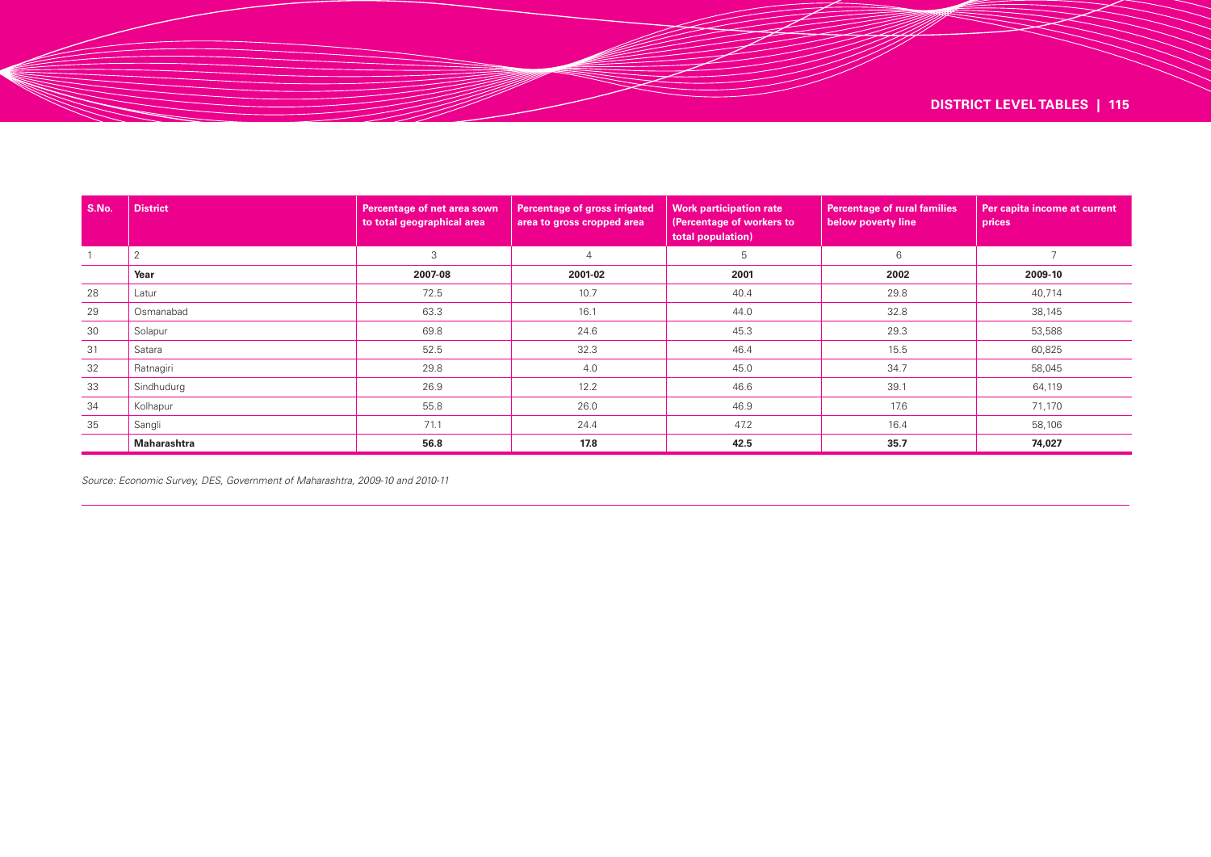| S.No. | District | Percentage of net area sown to total geographical area | Percentage of gross irrigated area to gross cropped area | Work participation rate (Percentage of workers to total population) | Percentage of rural families below poverty line | Per capita income at current prices |
|---|---|---|---|---|---|---|
| 1 | 2 | 3 | 4 | 5 | 6 | 7 |
| | **Year** | **2007-08** | **2001-02** | **2001** | **2002** | **2009-10** |
| 28 | Latur | 72.5 | 10.7 | 40.4 | 29.8 | 40,714 |
| 29 | Osmanabad | 63.3 | 16.1 | 44.0 | 32.8 | 38,145 |
| 30 | Solapur | 69.8 | 24.6 | 45.3 | 29.3 | 53,588 |
| 31 | Satara | 52.5 | 32.3 | 46.4 | 15.5 | 60,825 |
| 32 | Ratnagiri | 29.8 | 4.0 | 45.0 | 34.7 | 58,045 |
| 33 | Sindhudurg | 26.9 | 12.2 | 46.6 | 39.1 | 64,119 |
| 34 | Kolhapur | 55.8 | 26.0 | 46.9 | 17.6 | 71,170 |
| 35 | Sangli | 71.1 | 24.4 | 47.2 | 16.4 | 58,106 |
| | **Maharashtra** | **56.8** | **17.8** | **42.5** | **35.7** | **74,027** |

*Source: Economic Survey, DES, Government of Maharashtra, 2009-10 and 2010-11*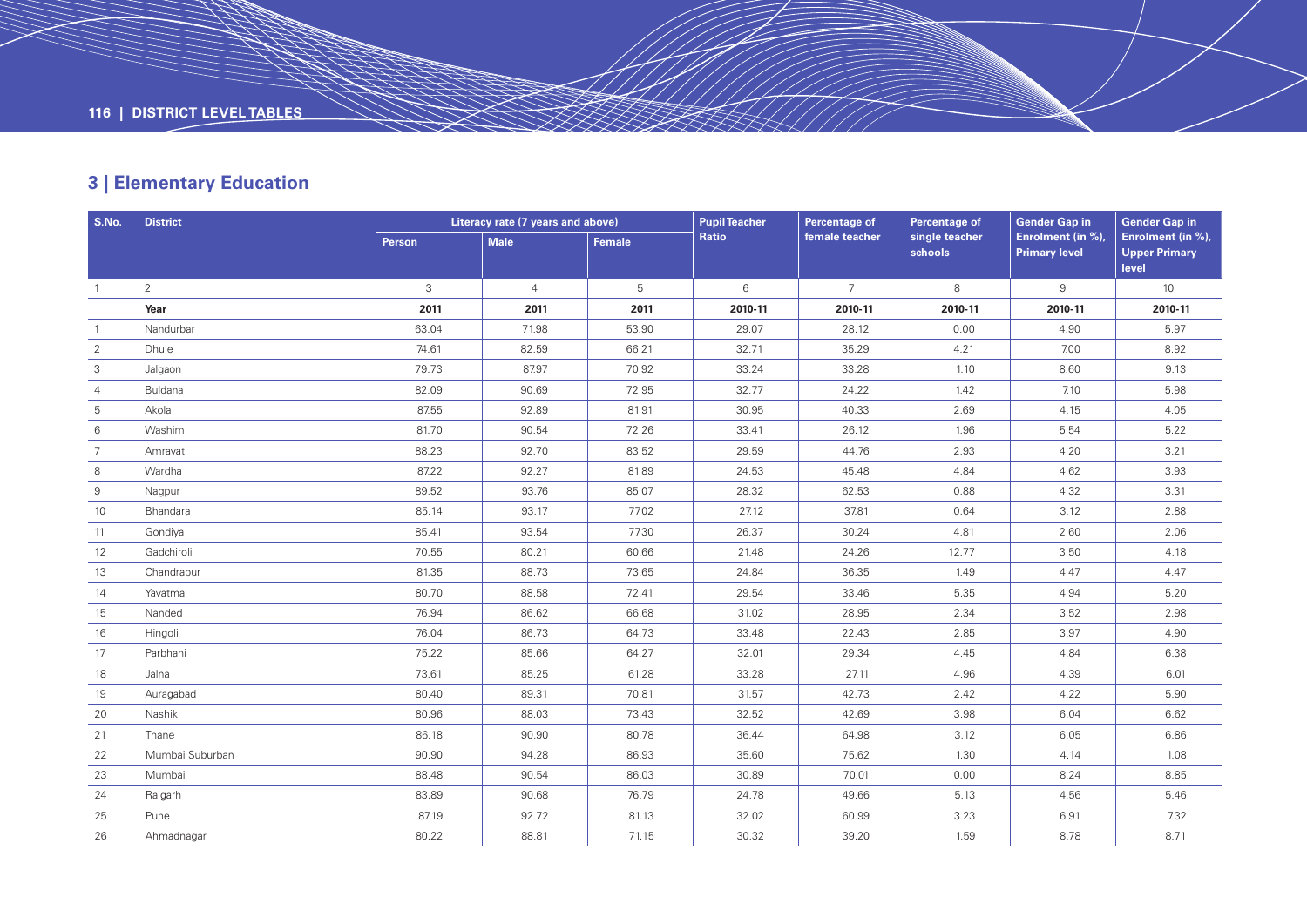## 3 | Elementary Education

| S.No. | District | Literacy rate (7 years and above) | | | Pupil Teacher Ratio | Percentage of female teacher | Percentage of single teacher schools | Gender Gap in Enrolment (in %), Primary level | Gender Gap in Enrolment (in %), Upper Primary level |
|---|---|---|---|---|---|---|---|---|---|
| | | Person | Male | Female | | | | | |
| 1 | 2 | 3 | 4 | 5 | 6 | 7 | 8 | 9 | 10 |
| | **Year** | **2011** | **2011** | **2011** | **2010-11** | **2010-11** | **2010-11** | **2010-11** | **2010-11** |
| 1 | Nandurbar | 63.04 | 71.98 | 53.90 | 29.07 | 28.12 | 0.00 | 4.90 | 5.97 |
| 2 | Dhule | 74.61 | 82.59 | 66.21 | 32.71 | 35.29 | 4.21 | 7.00 | 8.92 |
| 3 | Jalgaon | 79.73 | 87.97 | 70.92 | 33.24 | 33.28 | 1.10 | 8.60 | 9.13 |
| 4 | Buldana | 82.09 | 90.69 | 72.95 | 32.77 | 24.22 | 1.42 | 7.10 | 5.98 |
| 5 | Akola | 87.55 | 92.89 | 81.91 | 30.95 | 40.33 | 2.69 | 4.15 | 4.05 |
| 6 | Washim | 81.70 | 90.54 | 72.26 | 33.41 | 26.12 | 1.96 | 5.54 | 5.22 |
| 7 | Amravati | 88.23 | 92.70 | 83.52 | 29.59 | 44.76 | 2.93 | 4.20 | 3.21 |
| 8 | Wardha | 87.22 | 92.27 | 81.89 | 24.53 | 45.48 | 4.84 | 4.62 | 3.93 |
| 9 | Nagpur | 89.52 | 93.76 | 85.07 | 28.32 | 62.53 | 0.88 | 4.32 | 3.31 |
| 10 | Bhandara | 85.14 | 93.17 | 77.02 | 27.12 | 37.81 | 0.64 | 3.12 | 2.88 |
| 11 | Gondiya | 85.41 | 93.54 | 77.30 | 26.37 | 30.24 | 4.81 | 2.60 | 2.06 |
| 12 | Gadchiroli | 70.55 | 80.21 | 60.66 | 21.48 | 24.26 | 12.77 | 3.50 | 4.18 |
| 13 | Chandrapur | 81.35 | 88.73 | 73.65 | 24.84 | 36.35 | 1.49 | 4.47 | 4.47 |
| 14 | Yavatmal | 80.70 | 88.58 | 72.41 | 29.54 | 33.46 | 5.35 | 4.94 | 5.20 |
| 15 | Nanded | 76.94 | 86.62 | 66.68 | 31.02 | 28.95 | 2.34 | 3.52 | 2.98 |
| 16 | Hingoli | 76.04 | 86.73 | 64.73 | 33.48 | 22.43 | 2.85 | 3.97 | 4.90 |
| 17 | Parbhani | 75.22 | 85.66 | 64.27 | 32.01 | 29.34 | 4.45 | 4.84 | 6.38 |
| 18 | Jalna | 73.61 | 85.25 | 61.28 | 33.28 | 27.11 | 4.96 | 4.39 | 6.01 |
| 19 | Auragabad | 80.40 | 89.31 | 70.81 | 31.57 | 42.73 | 2.42 | 4.22 | 5.90 |
| 20 | Nashik | 80.96 | 88.03 | 73.43 | 32.52 | 42.69 | 3.98 | 6.04 | 6.62 |
| 21 | Thane | 86.18 | 90.90 | 80.78 | 36.44 | 64.98 | 3.12 | 6.05 | 6.86 |
| 22 | Mumbai Suburban | 90.90 | 94.28 | 86.93 | 35.60 | 75.62 | 1.30 | 4.14 | 1.08 |
| 23 | Mumbai | 88.48 | 90.54 | 86.03 | 30.89 | 70.01 | 0.00 | 8.24 | 8.85 |
| 24 | Raigarh | 83.89 | 90.68 | 76.79 | 24.78 | 49.66 | 5.13 | 4.56 | 5.46 |
| 25 | Pune | 87.19 | 92.72 | 81.13 | 32.02 | 60.99 | 3.23 | 6.91 | 7.32 |
| 26 | Ahmadnagar | 80.22 | 88.81 | 71.15 | 30.32 | 39.20 | 1.59 | 8.78 | 8.71 |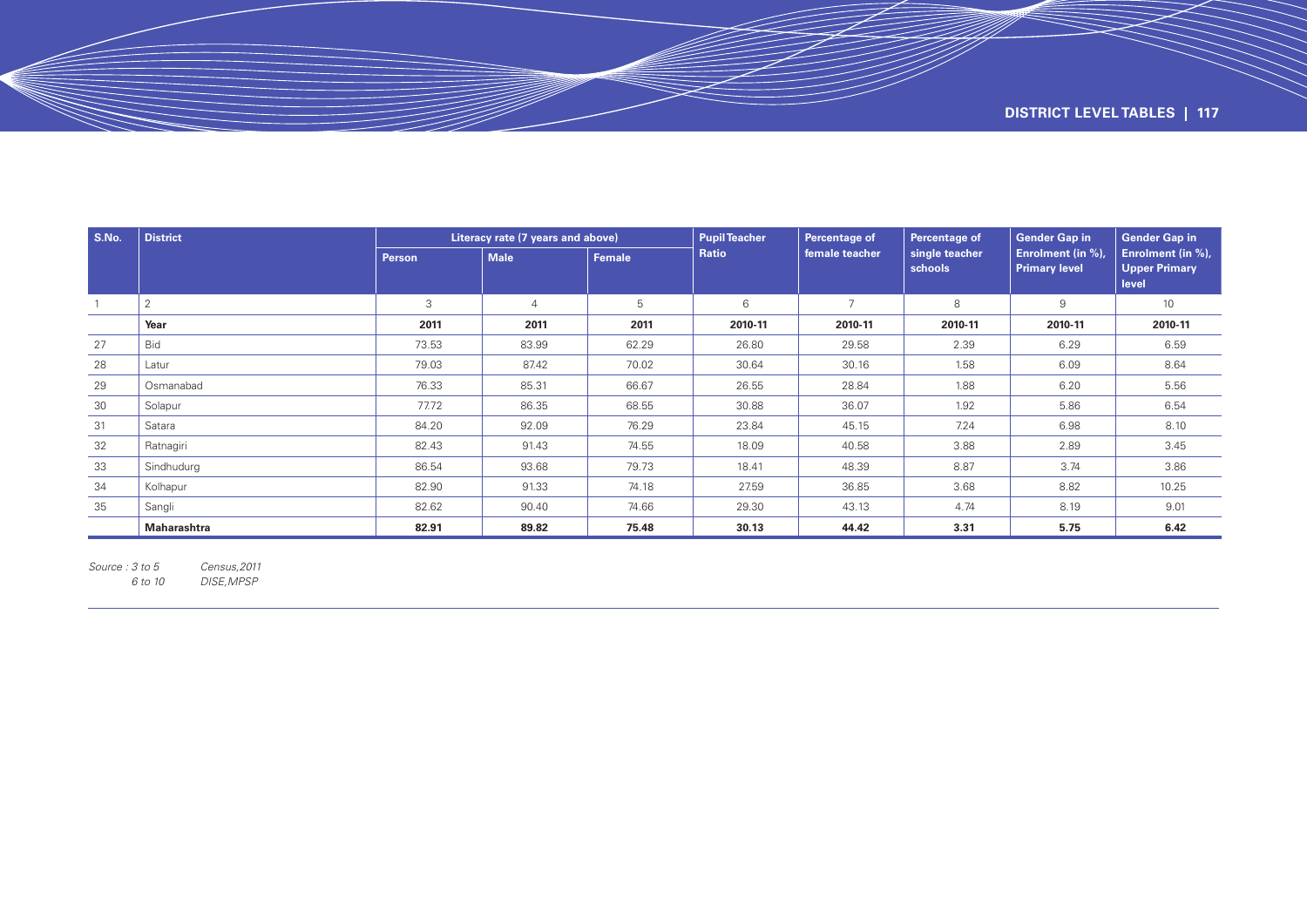| S.No. | District | Literacy rate (7 years and above) | | | Pupil Teacher Ratio | Percentage of female teacher | Percentage of single teacher schools | Gender Gap in Enrolment (in %), Primary level | Gender Gap in Enrolment (in %), Upper Primary level |
|---|---|---|---|---|---|---|---|---|---|
| | | Person | Male | Female | | | | | |
| 1 | 2 | 3 | 4 | 5 | 6 | 7 | 8 | 9 | 10 |
| | **Year** | **2011** | **2011** | **2011** | **2010-11** | **2010-11** | **2010-11** | **2010-11** | **2010-11** |
| 27 | Bid | 73.53 | 83.99 | 62.29 | 26.80 | 29.58 | 2.39 | 6.29 | 6.59 |
| 28 | Latur | 79.03 | 87.42 | 70.02 | 30.64 | 30.16 | 1.58 | 6.09 | 8.64 |
| 29 | Osmanabad | 76.33 | 85.31 | 66.67 | 26.55 | 28.84 | 1.88 | 6.20 | 5.56 |
| 30 | Solapur | 77.72 | 86.35 | 68.55 | 30.88 | 36.07 | 1.92 | 5.86 | 6.54 |
| 31 | Satara | 84.20 | 92.09 | 76.29 | 23.84 | 45.15 | 7.24 | 6.98 | 8.10 |
| 32 | Ratnagiri | 82.43 | 91.43 | 74.55 | 18.09 | 40.58 | 3.88 | 2.89 | 3.45 |
| 33 | Sindhudurg | 86.54 | 93.68 | 79.73 | 18.41 | 48.39 | 8.87 | 3.74 | 3.86 |
| 34 | Kolhapur | 82.90 | 91.33 | 74.18 | 27.59 | 36.85 | 3.68 | 8.82 | 10.25 |
| 35 | Sangli | 82.62 | 90.40 | 74.66 | 29.30 | 43.13 | 4.74 | 8.19 | 9.01 |
| | **Maharashtra** | **82.91** | **89.82** | **75.48** | **30.13** | **44.42** | **3.31** | **5.75** | **6.42** |

*Source : 3 to 5 Census,2011*
*6 to 10 DISE,MPSP*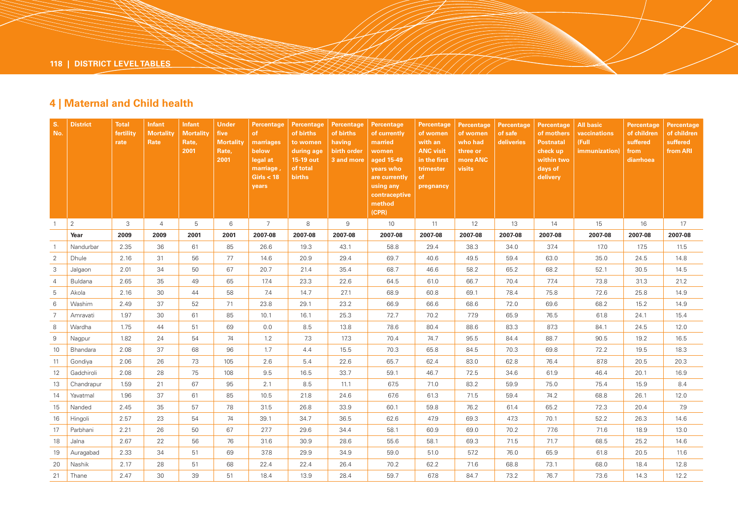## 4 | Maternal and Child health

| S. No. | District | Total fertility rate | Infant Mortality Rate | Infant Mortality Rate, 2001 | Under five Mortality Rate, 2001 | Percentage of marriages below legal at marriage , Girls < 18 years | Percentage of births to women during age 15-19 out of total births | Percentage of births having birth order 3 and more | Percentage of currently married women aged 15-49 years who are currently using any contraceptive method (CPR) | Percentage of women with an ANC visit in the first trimester of pregnancy | Percentage of women who had three or more ANC visits | Percentage of safe deliveries | Percentage of mothers Postnatal check up within two days of delivery | All basic vaccinations (Full immunization) | Percentage of children suffered from diarrhoea | Percentage of children suffered from ARI |
|---|---|---|---|---|---|---|---|---|---|---|---|---|---|---|---|---|
| 1 | 2 | 3 | 4 | 5 | 6 | 7 | 8 | 9 | 10 | 11 | 12 | 13 | 14 | 15 | 16 | 17 |
| | **Year** | **2009** | **2009** | **2001** | **2001** | **2007-08** | **2007-08** | **2007-08** | **2007-08** | **2007-08** | **2007-08** | **2007-08** | **2007-08** | **2007-08** | **2007-08** | **2007-08** |
| 1 | Nandurbar | 2.35 | 36 | 61 | 85 | 26.6 | 19.3 | 43.1 | 58.8 | 29.4 | 38.3 | 34.0 | 37.4 | 17.0 | 17.5 | 11.5 |
| 2 | Dhule | 2.16 | 31 | 56 | 77 | 14.6 | 20.9 | 29.4 | 69.7 | 40.6 | 49.5 | 59.4 | 63.0 | 35.0 | 24.5 | 14.8 |
| 3 | Jalgaon | 2.01 | 34 | 50 | 67 | 20.7 | 21.4 | 35.4 | 68.7 | 46.6 | 58.2 | 65.2 | 68.2 | 52.1 | 30.5 | 14.5 |
| 4 | Buldana | 2.65 | 35 | 49 | 65 | 17.4 | 23.3 | 22.6 | 64.5 | 61.0 | 66.7 | 70.4 | 77.4 | 73.8 | 31.3 | 21.2 |
| 5 | Akola | 2.16 | 30 | 44 | 58 | 7.4 | 14.7 | 27.1 | 68.9 | 60.8 | 69.1 | 78.4 | 75.8 | 72.6 | 25.8 | 14.9 |
| 6 | Washim | 2.49 | 37 | 52 | 71 | 23.8 | 29.1 | 23.2 | 66.9 | 66.6 | 68.6 | 72.0 | 69.6 | 68.2 | 15.2 | 14.9 |
| 7 | Amravati | 1.97 | 30 | 61 | 85 | 10.1 | 16.1 | 25.3 | 72.7 | 70.2 | 77.9 | 65.9 | 76.5 | 61.8 | 24.1 | 15.4 |
| 8 | Wardha | 1.75 | 44 | 51 | 69 | 0.0 | 8.5 | 13.8 | 78.6 | 80.4 | 88.6 | 83.3 | 87.3 | 84.1 | 24.5 | 12.0 |
| 9 | Nagpur | 1.82 | 24 | 54 | 74 | 1.2 | 7.3 | 17.3 | 70.4 | 74.7 | 95.5 | 84.4 | 88.7 | 90.5 | 19.2 | 16.5 |
| 10 | Bhandara | 2.08 | 37 | 68 | 96 | 1.7 | 4.4 | 15.5 | 70.3 | 65.8 | 84.5 | 70.3 | 69.8 | 72.2 | 19.5 | 18.3 |
| 11 | Gondiya | 2.06 | 26 | 73 | 105 | 2.6 | 5.4 | 22.6 | 65.7 | 62.4 | 83.0 | 62.8 | 76.4 | 87.8 | 20.5 | 20.3 |
| 12 | Gadchiroli | 2.08 | 28 | 75 | 108 | 9.5 | 16.5 | 33.7 | 59.1 | 46.7 | 72.5 | 34.6 | 61.9 | 46.4 | 20.1 | 16.9 |
| 13 | Chandrapur | 1.59 | 21 | 67 | 95 | 2.1 | 8.5 | 11.1 | 67.5 | 71.0 | 83.2 | 59.9 | 75.0 | 75.4 | 15.9 | 8.4 |
| 14 | Yavatmal | 1.96 | 37 | 61 | 85 | 10.5 | 21.8 | 24.6 | 67.6 | 61.3 | 71.5 | 59.4 | 74.2 | 68.8 | 26.1 | 12.0 |
| 15 | Nanded | 2.45 | 35 | 57 | 78 | 31.5 | 26.8 | 33.9 | 60.1 | 59.8 | 76.2 | 61.4 | 65.2 | 72.3 | 20.4 | 7.9 |
| 16 | Hingoli | 2.57 | 23 | 54 | 74 | 39.1 | 34.7 | 36.5 | 62.6 | 47.9 | 69.3 | 47.3 | 70.1 | 52.2 | 26.3 | 14.6 |
| 17 | Parbhani | 2.21 | 26 | 50 | 67 | 27.7 | 29.6 | 34.4 | 58.1 | 60.9 | 69.0 | 70.2 | 77.6 | 71.6 | 18.9 | 13.0 |
| 18 | Jalna | 2.67 | 22 | 56 | 76 | 31.6 | 30.9 | 28.6 | 55.6 | 58.1 | 69.3 | 71.5 | 71.7 | 68.5 | 25.2 | 14.6 |
| 19 | Auragabad | 2.33 | 34 | 51 | 69 | 37.8 | 29.9 | 34.9 | 59.0 | 51.0 | 57.2 | 76.0 | 65.9 | 61.8 | 20.5 | 11.6 |
| 20 | Nashik | 2.17 | 28 | 51 | 68 | 22.4 | 22.4 | 26.4 | 70.2 | 62.2 | 71.6 | 68.8 | 73.1 | 68.0 | 18.4 | 12.8 |
| 21 | Thane | 2.47 | 30 | 39 | 51 | 18.4 | 13.9 | 28.4 | 59.7 | 67.8 | 84.7 | 73.2 | 76.7 | 73.6 | 14.3 | 12.2 |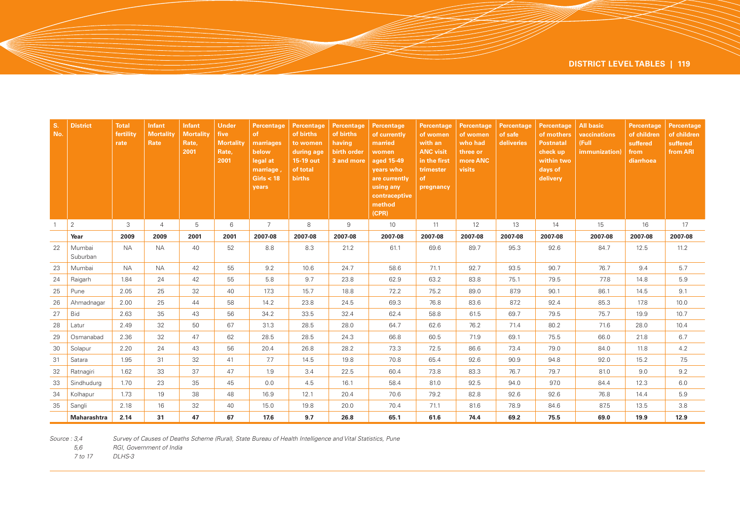| S. No. | District | Total fertility rate | Infant Mortality Rate | Infant Mortality Rate, 2001 | Under five Mortality Rate, 2001 | Percentage of marriages below legal at marriage , Girls < 18 years | Percentage of births to women during age 15-19 out of total births | Percentage of births having birth order 3 and more | Percentage of currently married women aged 15-49 years who are currently using any contraceptive method (CPR) | Percentage of women with an ANC visit in the first trimester of pregnancy | Percentage of women who had three or more ANC visits | Percentage of safe deliveries | Percentage of mothers Postnatal check up within two days of delivery | All basic vaccinations (Full immunization) | Percentage of children suffered from diarrhoea | Percentage of children suffered from ARI |
|---|---|---|---|---|---|---|---|---|---|---|---|---|---|---|---|---|
| 1 | 2 | 3 | 4 | 5 | 6 | 7 | 8 | 9 | 10 | 11 | 12 | 13 | 14 | 15 | 16 | 17 |
| | **Year** | **2009** | **2009** | **2001** | **2001** | **2007-08** | **2007-08** | **2007-08** | **2007-08** | **2007-08** | **2007-08** | **2007-08** | **2007-08** | **2007-08** | **2007-08** | **2007-08** |
| 22 | Mumbai Suburban | NA | NA | 40 | 52 | 8.8 | 8.3 | 21.2 | 61.1 | 69.6 | 89.7 | 95.3 | 92.6 | 84.7 | 12.5 | 11.2 |
| 23 | Mumbai | NA | NA | 42 | 55 | 9.2 | 10.6 | 24.7 | 58.6 | 71.1 | 92.7 | 93.5 | 90.7 | 76.7 | 9.4 | 5.7 |
| 24 | Raigarh | 1.84 | 24 | 42 | 55 | 5.8 | 9.7 | 23.8 | 62.9 | 63.2 | 83.8 | 75.1 | 79.5 | 77.8 | 14.8 | 5.9 |
| 25 | Pune | 2.05 | 25 | 32 | 40 | 17.3 | 15.7 | 18.8 | 72.2 | 75.2 | 89.0 | 87.9 | 90.1 | 86.1 | 14.5 | 9.1 |
| 26 | Ahmadnagar | 2.00 | 25 | 44 | 58 | 14.2 | 23.8 | 24.5 | 69.3 | 76.8 | 83.6 | 87.2 | 92.4 | 85.3 | 17.8 | 10.0 |
| 27 | Bid | 2.63 | 35 | 43 | 56 | 34.2 | 33.5 | 32.4 | 62.4 | 58.8 | 61.5 | 69.7 | 79.5 | 75.7 | 19.9 | 10.7 |
| 28 | Latur | 2.49 | 32 | 50 | 67 | 31.3 | 28.5 | 28.0 | 64.7 | 62.6 | 76.2 | 71.4 | 80.2 | 71.6 | 28.0 | 10.4 |
| 29 | Osmanabad | 2.36 | 32 | 47 | 62 | 28.5 | 28.5 | 24.3 | 66.8 | 60.5 | 71.9 | 69.1 | 75.5 | 66.0 | 21.8 | 6.7 |
| 30 | Solapur | 2.20 | 24 | 43 | 56 | 20.4 | 26.8 | 28.2 | 73.3 | 72.5 | 86.6 | 73.4 | 79.0 | 84.0 | 11.8 | 4.2 |
| 31 | Satara | 1.95 | 31 | 32 | 41 | 7.7 | 14.5 | 19.8 | 70.8 | 65.4 | 92.6 | 90.9 | 94.8 | 92.0 | 15.2 | 7.5 |
| 32 | Ratnagiri | 1.62 | 33 | 37 | 47 | 1.9 | 3.4 | 22.5 | 60.4 | 73.8 | 83.3 | 76.7 | 79.7 | 81.0 | 9.0 | 9.2 |
| 33 | Sindhudurg | 1.70 | 23 | 35 | 45 | 0.0 | 4.5 | 16.1 | 58.4 | 81.0 | 92.5 | 94.0 | 97.0 | 84.4 | 12.3 | 6.0 |
| 34 | Kolhapur | 1.73 | 19 | 38 | 48 | 16.9 | 12.1 | 20.4 | 70.6 | 79.2 | 82.8 | 92.6 | 92.6 | 76.8 | 14.4 | 5.9 |
| 35 | Sangli | 2.18 | 16 | 32 | 40 | 15.0 | 19.8 | 20.0 | 70.4 | 71.1 | 81.6 | 78.9 | 84.6 | 87.5 | 13.5 | 3.8 |
| | **Maharashtra** | **2.14** | **31** | **47** | **67** | **17.6** | **9.7** | **26.8** | **65.1** | **61.6** | **74.4** | **69.2** | **75.5** | **69.0** | **19.9** | **12.9** |

*Source : 3,4* — *Survey of Causes of Deaths Scheme (Rural), State Bureau of Health Intelligence and Vital Statistics, Pune*

*5,6* — *RGI, Government of India*

*7 to 17* — *DLHS-3*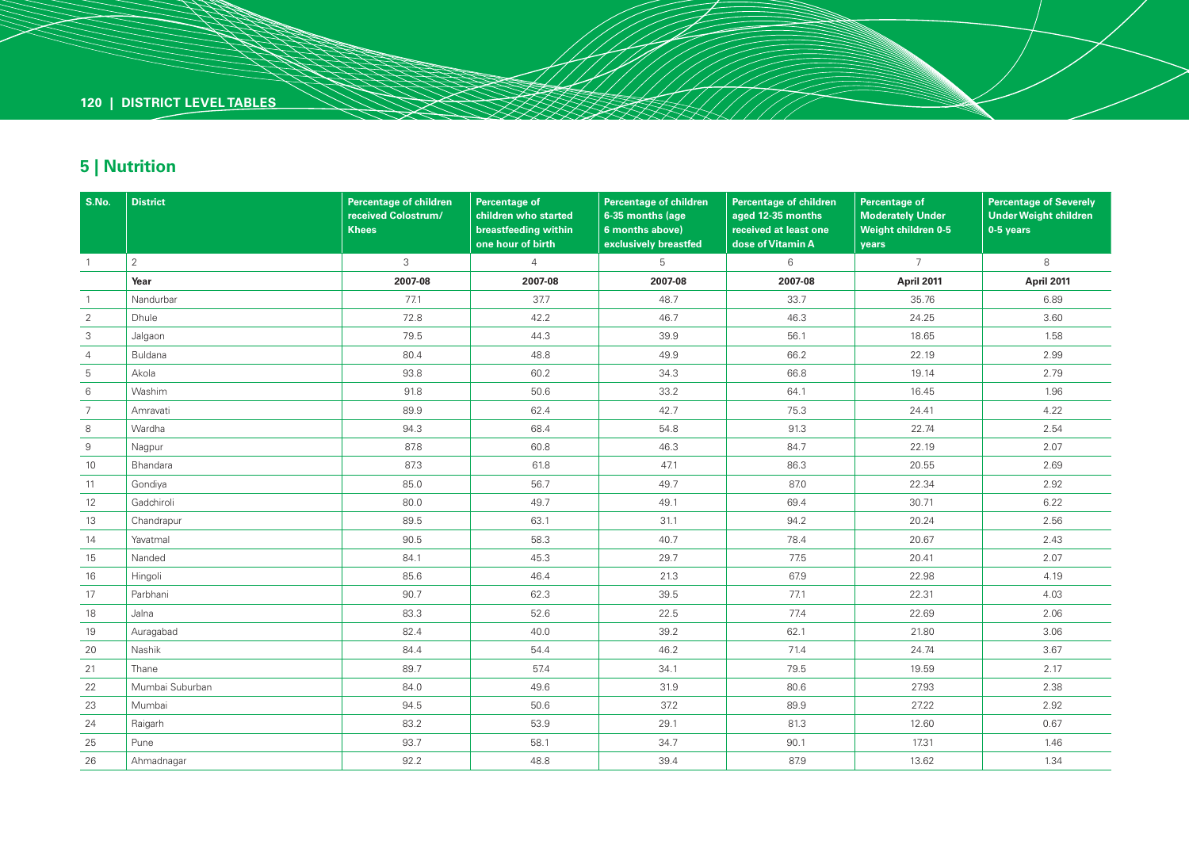## 5 | Nutrition

| S.No. | District | Percentage of children received Colostrum/ Khees | Percentage of children who started breastfeeding within one hour of birth | Percentage of children 6-35 months (age 6 months above) exclusively breastfed | Percentage of children aged 12-35 months received at least one dose of Vitamin A | Percentage of Moderately Under Weight children 0-5 years | Percentage of Severely Under Weight children 0-5 years |
|---|---|---|---|---|---|---|---|
| 1 | 2 | 3 | 4 | 5 | 6 | 7 | 8 |
| | **Year** | **2007-08** | **2007-08** | **2007-08** | **2007-08** | **April 2011** | **April 2011** |
| 1 | Nandurbar | 77.1 | 37.7 | 48.7 | 33.7 | 35.76 | 6.89 |
| 2 | Dhule | 72.8 | 42.2 | 46.7 | 46.3 | 24.25 | 3.60 |
| 3 | Jalgaon | 79.5 | 44.3 | 39.9 | 56.1 | 18.65 | 1.58 |
| 4 | Buldana | 80.4 | 48.8 | 49.9 | 66.2 | 22.19 | 2.99 |
| 5 | Akola | 93.8 | 60.2 | 34.3 | 66.8 | 19.14 | 2.79 |
| 6 | Washim | 91.8 | 50.6 | 33.2 | 64.1 | 16.45 | 1.96 |
| 7 | Amravati | 89.9 | 62.4 | 42.7 | 75.3 | 24.41 | 4.22 |
| 8 | Wardha | 94.3 | 68.4 | 54.8 | 91.3 | 22.74 | 2.54 |
| 9 | Nagpur | 87.8 | 60.8 | 46.3 | 84.7 | 22.19 | 2.07 |
| 10 | Bhandara | 87.3 | 61.8 | 47.1 | 86.3 | 20.55 | 2.69 |
| 11 | Gondiya | 85.0 | 56.7 | 49.7 | 87.0 | 22.34 | 2.92 |
| 12 | Gadchiroli | 80.0 | 49.7 | 49.1 | 69.4 | 30.71 | 6.22 |
| 13 | Chandrapur | 89.5 | 63.1 | 31.1 | 94.2 | 20.24 | 2.56 |
| 14 | Yavatmal | 90.5 | 58.3 | 40.7 | 78.4 | 20.67 | 2.43 |
| 15 | Nanded | 84.1 | 45.3 | 29.7 | 77.5 | 20.41 | 2.07 |
| 16 | Hingoli | 85.6 | 46.4 | 21.3 | 67.9 | 22.98 | 4.19 |
| 17 | Parbhani | 90.7 | 62.3 | 39.5 | 77.1 | 22.31 | 4.03 |
| 18 | Jalna | 83.3 | 52.6 | 22.5 | 77.4 | 22.69 | 2.06 |
| 19 | Auragabad | 82.4 | 40.0 | 39.2 | 62.1 | 21.80 | 3.06 |
| 20 | Nashik | 84.4 | 54.4 | 46.2 | 71.4 | 24.74 | 3.67 |
| 21 | Thane | 89.7 | 57.4 | 34.1 | 79.5 | 19.59 | 2.17 |
| 22 | Mumbai Suburban | 84.0 | 49.6 | 31.9 | 80.6 | 27.93 | 2.38 |
| 23 | Mumbai | 94.5 | 50.6 | 37.2 | 89.9 | 27.22 | 2.92 |
| 24 | Raigarh | 83.2 | 53.9 | 29.1 | 81.3 | 12.60 | 0.67 |
| 25 | Pune | 93.7 | 58.1 | 34.7 | 90.1 | 17.31 | 1.46 |
| 26 | Ahmadnagar | 92.2 | 48.8 | 39.4 | 87.9 | 13.62 | 1.34 |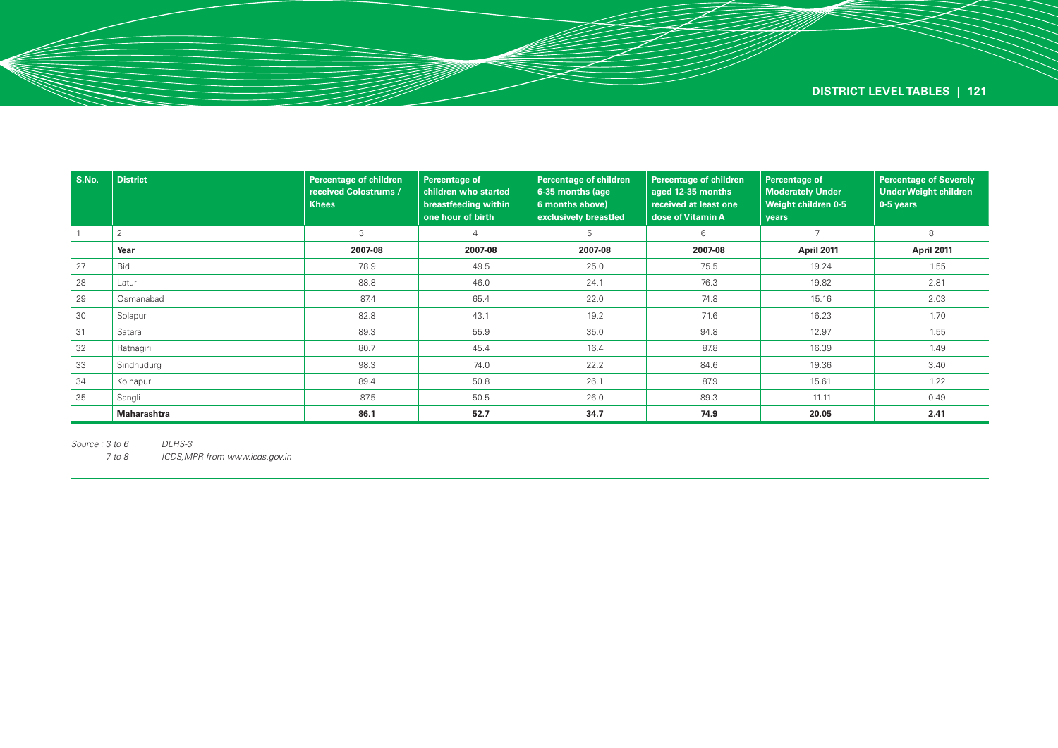| S.No. | District | Percentage of children received Colostrums / Khees | Percentage of children who started breastfeeding within one hour of birth | Percentage of children 6-35 months (age 6 months above) exclusively breastfed | Percentage of children aged 12-35 months received at least one dose of Vitamin A | Percentage of Moderately Under Weight children 0-5 years | Percentage of Severely Under Weight children 0-5 years |
|---|---|---|---|---|---|---|---|
| 1 | 2 | 3 | 4 | 5 | 6 | 7 | 8 |
| | **Year** | **2007-08** | **2007-08** | **2007-08** | **2007-08** | **April 2011** | **April 2011** |
| 27 | Bid | 78.9 | 49.5 | 25.0 | 75.5 | 19.24 | 1.55 |
| 28 | Latur | 88.8 | 46.0 | 24.1 | 76.3 | 19.82 | 2.81 |
| 29 | Osmanabad | 87.4 | 65.4 | 22.0 | 74.8 | 15.16 | 2.03 |
| 30 | Solapur | 82.8 | 43.1 | 19.2 | 71.6 | 16.23 | 1.70 |
| 31 | Satara | 89.3 | 55.9 | 35.0 | 94.8 | 12.97 | 1.55 |
| 32 | Ratnagiri | 80.7 | 45.4 | 16.4 | 87.8 | 16.39 | 1.49 |
| 33 | Sindhudurg | 98.3 | 74.0 | 22.2 | 84.6 | 19.36 | 3.40 |
| 34 | Kolhapur | 89.4 | 50.8 | 26.1 | 87.9 | 15.61 | 1.22 |
| 35 | Sangli | 87.5 | 50.5 | 26.0 | 89.3 | 11.11 | 0.49 |
| | **Maharashtra** | **86.1** | **52.7** | **34.7** | **74.9** | **20.05** | **2.41** |

*Source : 3 to 6 DLHS-3*
*7 to 8 ICDS,MPR from www.icds.gov.in*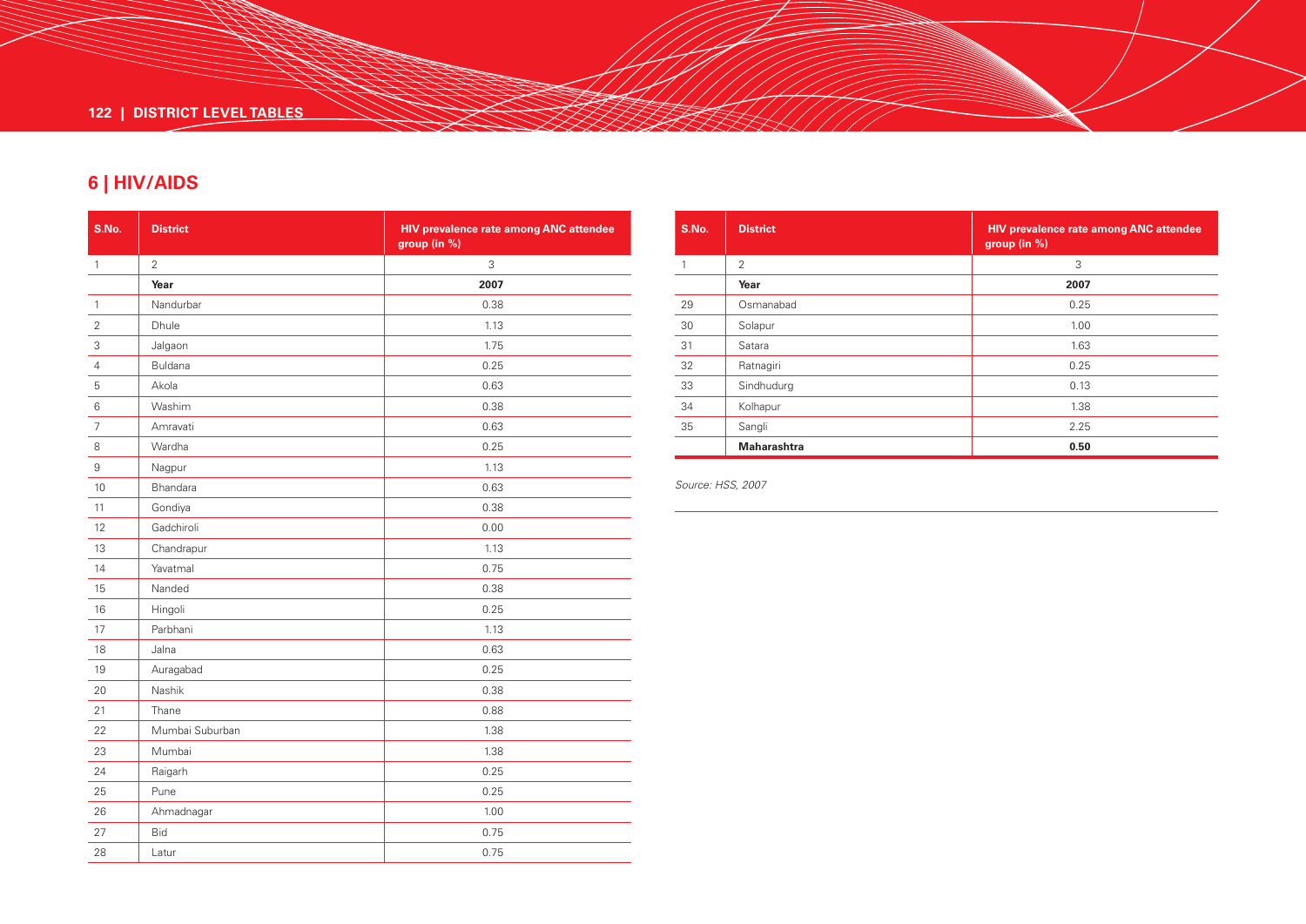## 6 | HIV/AIDS

| S.No. | District | HIV prevalence rate among ANC attendee group (in %) |
|---|---|---|
| 1 | 2 | 3 |
| | **Year** | **2007** |
| 1 | Nandurbar | 0.38 |
| 2 | Dhule | 1.13 |
| 3 | Jalgaon | 1.75 |
| 4 | Buldana | 0.25 |
| 5 | Akola | 0.63 |
| 6 | Washim | 0.38 |
| 7 | Amravati | 0.63 |
| 8 | Wardha | 0.25 |
| 9 | Nagpur | 1.13 |
| 10 | Bhandara | 0.63 |
| 11 | Gondiya | 0.38 |
| 12 | Gadchiroli | 0.00 |
| 13 | Chandrapur | 1.13 |
| 14 | Yavatmal | 0.75 |
| 15 | Nanded | 0.38 |
| 16 | Hingoli | 0.25 |
| 17 | Parbhani | 1.13 |
| 18 | Jalna | 0.63 |
| 19 | Auragabad | 0.25 |
| 20 | Nashik | 0.38 |
| 21 | Thane | 0.88 |
| 22 | Mumbai Suburban | 1.38 |
| 23 | Mumbai | 1.38 |
| 24 | Raigarh | 0.25 |
| 25 | Pune | 0.25 |
| 26 | Ahmadnagar | 1.00 |
| 27 | Bid | 0.75 |
| 28 | Latur | 0.75 |
| 29 | Osmanabad | 0.25 |
| 30 | Solapur | 1.00 |
| 31 | Satara | 1.63 |
| 32 | Ratnagiri | 0.25 |
| 33 | Sindhudurg | 0.13 |
| 34 | Kolhapur | 1.38 |
| 35 | Sangli | 2.25 |
| | **Maharashtra** | **0.50** |

*Source: HSS, 2007*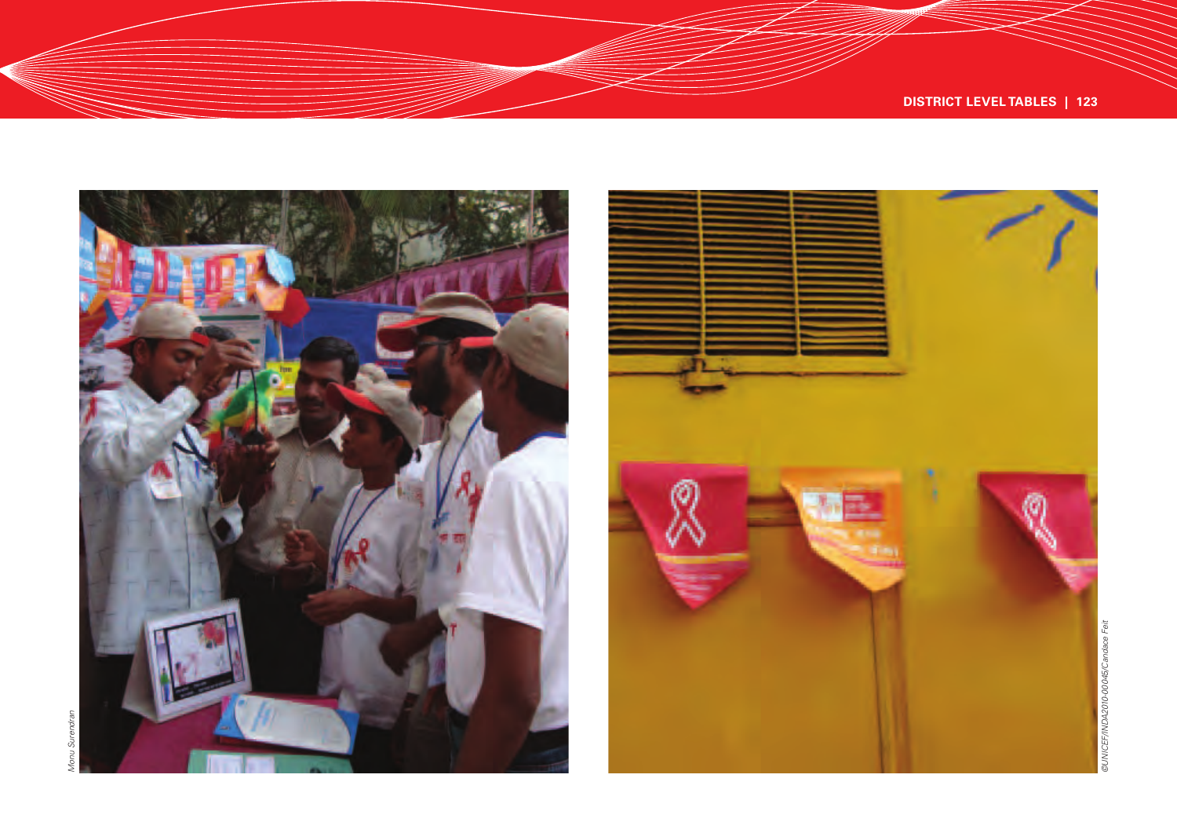Monu Surendran

©UNICEF/INDA2010-00045/Candace Feit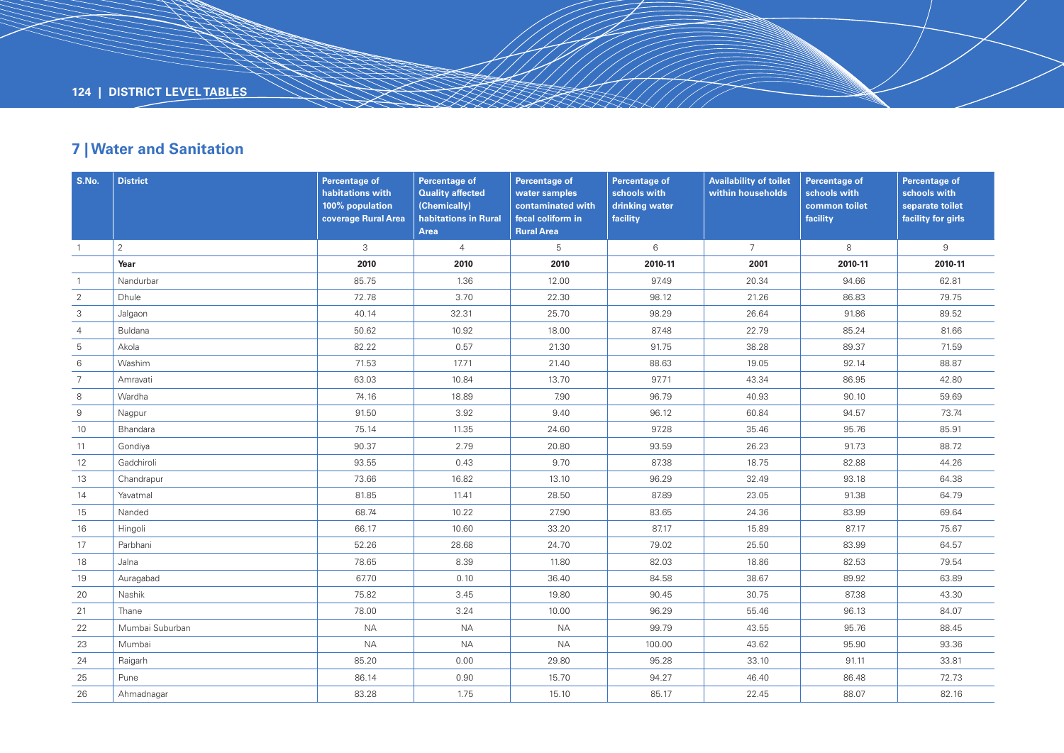## 7 | Water and Sanitation

| S.No. | District | Percentage of habitations with 100% population coverage Rural Area | Percentage of Quality affected (Chemically) habitations in Rural Area | Percentage of water samples contaminated with fecal coliform in Rural Area | Percentage of schools with drinking water facility | Availability of toilet within households | Percentage of schools with common toilet facility | Percentage of schools with separate toilet facility for girls |
|---|---|---|---|---|---|---|---|---|
| 1 | 2 | 3 | 4 | 5 | 6 | 7 | 8 | 9 |
| | **Year** | **2010** | **2010** | **2010** | **2010-11** | **2001** | **2010-11** | **2010-11** |
| 1 | Nandurbar | 85.75 | 1.36 | 12.00 | 97.49 | 20.34 | 94.66 | 62.81 |
| 2 | Dhule | 72.78 | 3.70 | 22.30 | 98.12 | 21.26 | 86.83 | 79.75 |
| 3 | Jalgaon | 40.14 | 32.31 | 25.70 | 98.29 | 26.64 | 91.86 | 89.52 |
| 4 | Buldana | 50.62 | 10.92 | 18.00 | 87.48 | 22.79 | 85.24 | 81.66 |
| 5 | Akola | 82.22 | 0.57 | 21.30 | 91.75 | 38.28 | 89.37 | 71.59 |
| 6 | Washim | 71.53 | 17.71 | 21.40 | 88.63 | 19.05 | 92.14 | 88.87 |
| 7 | Amravati | 63.03 | 10.84 | 13.70 | 97.71 | 43.34 | 86.95 | 42.80 |
| 8 | Wardha | 74.16 | 18.89 | 7.90 | 96.79 | 40.93 | 90.10 | 59.69 |
| 9 | Nagpur | 91.50 | 3.92 | 9.40 | 96.12 | 60.84 | 94.57 | 73.74 |
| 10 | Bhandara | 75.14 | 11.35 | 24.60 | 97.28 | 35.46 | 95.76 | 85.91 |
| 11 | Gondiya | 90.37 | 2.79 | 20.80 | 93.59 | 26.23 | 91.73 | 88.72 |
| 12 | Gadchiroli | 93.55 | 0.43 | 9.70 | 87.38 | 18.75 | 82.88 | 44.26 |
| 13 | Chandrapur | 73.66 | 16.82 | 13.10 | 96.29 | 32.49 | 93.18 | 64.38 |
| 14 | Yavatmal | 81.85 | 11.41 | 28.50 | 87.89 | 23.05 | 91.38 | 64.79 |
| 15 | Nanded | 68.74 | 10.22 | 27.90 | 83.65 | 24.36 | 83.99 | 69.64 |
| 16 | Hingoli | 66.17 | 10.60 | 33.20 | 87.17 | 15.89 | 87.17 | 75.67 |
| 17 | Parbhani | 52.26 | 28.68 | 24.70 | 79.02 | 25.50 | 83.99 | 64.57 |
| 18 | Jalna | 78.65 | 8.39 | 11.80 | 82.03 | 18.86 | 82.53 | 79.54 |
| 19 | Auragabad | 67.70 | 0.10 | 36.40 | 84.58 | 38.67 | 89.92 | 63.89 |
| 20 | Nashik | 75.82 | 3.45 | 19.80 | 90.45 | 30.75 | 87.38 | 43.30 |
| 21 | Thane | 78.00 | 3.24 | 10.00 | 96.29 | 55.46 | 96.13 | 84.07 |
| 22 | Mumbai Suburban | NA | NA | NA | 99.79 | 43.55 | 95.76 | 88.45 |
| 23 | Mumbai | NA | NA | NA | 100.00 | 43.62 | 95.90 | 93.36 |
| 24 | Raigarh | 85.20 | 0.00 | 29.80 | 95.28 | 33.10 | 91.11 | 33.81 |
| 25 | Pune | 86.14 | 0.90 | 15.70 | 94.27 | 46.40 | 86.48 | 72.73 |
| 26 | Ahmadnagar | 83.28 | 1.75 | 15.10 | 85.17 | 22.45 | 88.07 | 82.16 |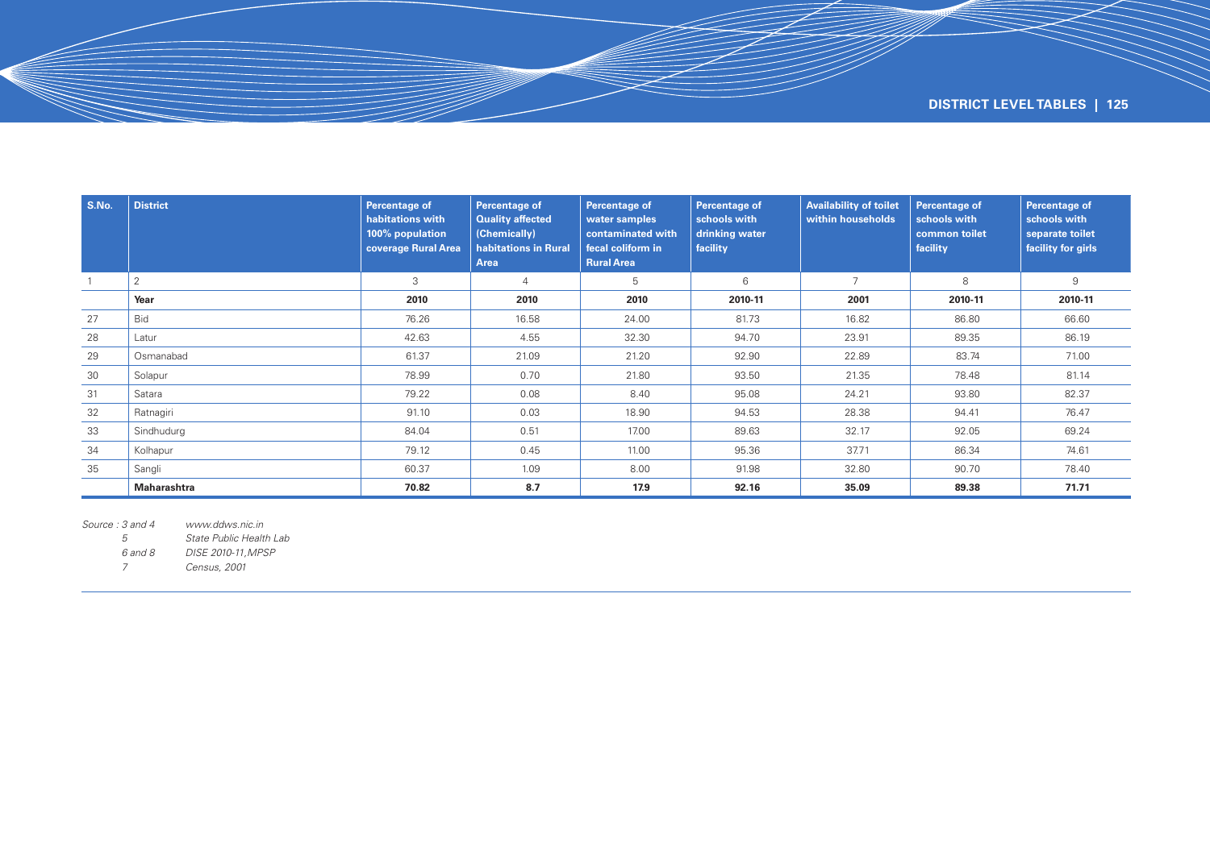| S.No. | District | Percentage of habitations with 100% population coverage Rural Area | Percentage of Quality affected (Chemically) habitations in Rural Area | Percentage of water samples contaminated with fecal coliform in Rural Area | Percentage of schools with drinking water facility | Availability of toilet within households | Percentage of schools with common toilet facility | Percentage of schools with separate toilet facility for girls |
|---|---|---|---|---|---|---|---|---|
| 1 | 2 | 3 | 4 | 5 | 6 | 7 | 8 | 9 |
| | **Year** | **2010** | **2010** | **2010** | **2010-11** | **2001** | **2010-11** | **2010-11** |
| 27 | Bid | 76.26 | 16.58 | 24.00 | 81.73 | 16.82 | 86.80 | 66.60 |
| 28 | Latur | 42.63 | 4.55 | 32.30 | 94.70 | 23.91 | 89.35 | 86.19 |
| 29 | Osmanabad | 61.37 | 21.09 | 21.20 | 92.90 | 22.89 | 83.74 | 71.00 |
| 30 | Solapur | 78.99 | 0.70 | 21.80 | 93.50 | 21.35 | 78.48 | 81.14 |
| 31 | Satara | 79.22 | 0.08 | 8.40 | 95.08 | 24.21 | 93.80 | 82.37 |
| 32 | Ratnagiri | 91.10 | 0.03 | 18.90 | 94.53 | 28.38 | 94.41 | 76.47 |
| 33 | Sindhudurg | 84.04 | 0.51 | 17.00 | 89.63 | 32.17 | 92.05 | 69.24 |
| 34 | Kolhapur | 79.12 | 0.45 | 11.00 | 95.36 | 37.71 | 86.34 | 74.61 |
| 35 | Sangli | 60.37 | 1.09 | 8.00 | 91.98 | 32.80 | 90.70 | 78.40 |
| | **Maharashtra** | **70.82** | **8.7** | **17.9** | **92.16** | **35.09** | **89.38** | **71.71** |

*Source : 3 and 4 — www.ddws.nic.in*
*5 — State Public Health Lab*
*6 and 8 — DISE 2010-11, MPSP*
*7 — Census, 2001*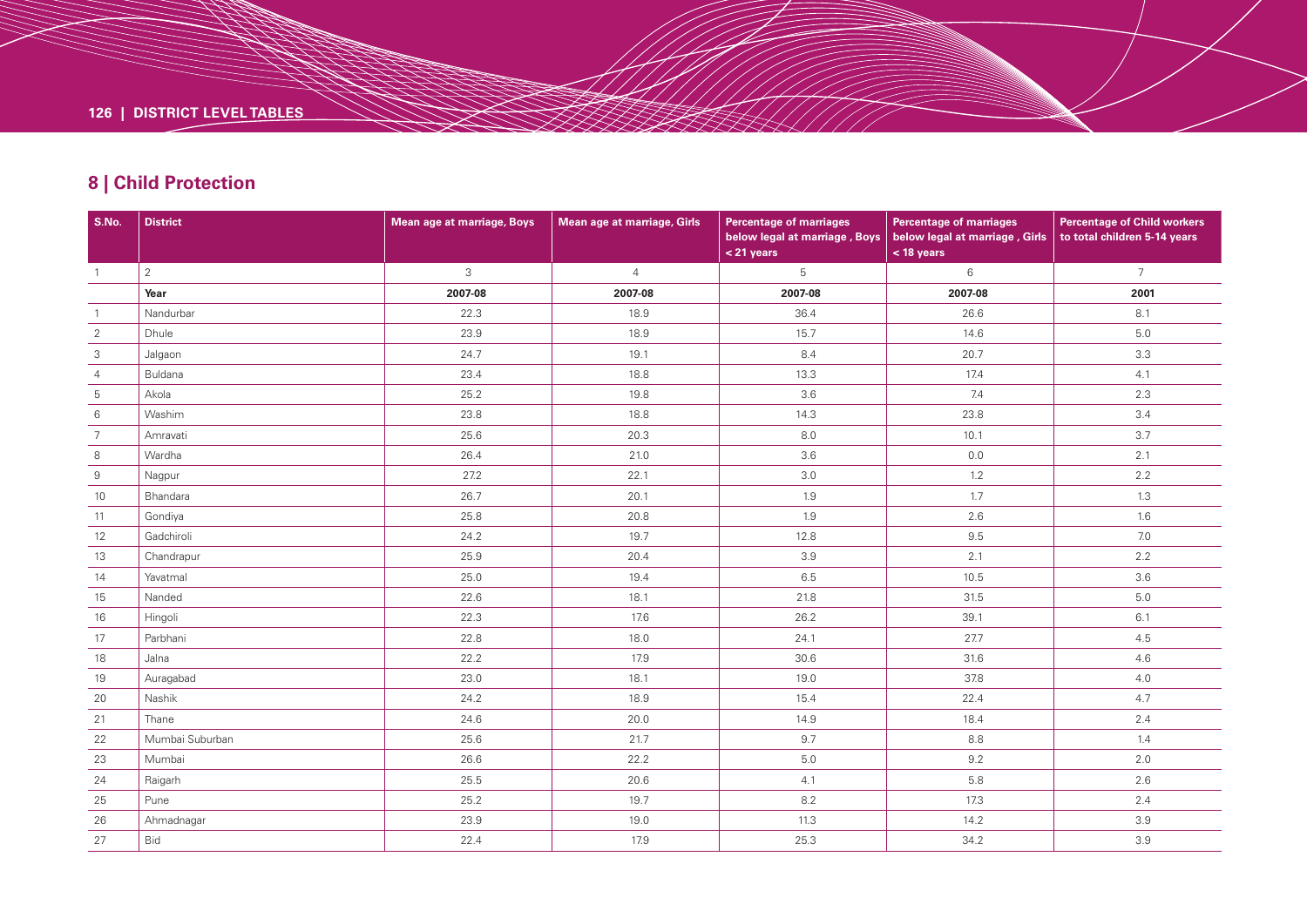## 8 | Child Protection

| S.No. | District | Mean age at marriage, Boys | Mean age at marriage, Girls | Percentage of marriages below legal at marriage , Boys < 21 years | Percentage of marriages below legal at marriage , Girls < 18 years | Percentage of Child workers to total children 5-14 years |
|---|---|---|---|---|---|---|
| 1 | 2 | 3 | 4 | 5 | 6 | 7 |
| | **Year** | **2007-08** | **2007-08** | **2007-08** | **2007-08** | **2001** |
| 1 | Nandurbar | 22.3 | 18.9 | 36.4 | 26.6 | 8.1 |
| 2 | Dhule | 23.9 | 18.9 | 15.7 | 14.6 | 5.0 |
| 3 | Jalgaon | 24.7 | 19.1 | 8.4 | 20.7 | 3.3 |
| 4 | Buldana | 23.4 | 18.8 | 13.3 | 17.4 | 4.1 |
| 5 | Akola | 25.2 | 19.8 | 3.6 | 7.4 | 2.3 |
| 6 | Washim | 23.8 | 18.8 | 14.3 | 23.8 | 3.4 |
| 7 | Amravati | 25.6 | 20.3 | 8.0 | 10.1 | 3.7 |
| 8 | Wardha | 26.4 | 21.0 | 3.6 | 0.0 | 2.1 |
| 9 | Nagpur | 27.2 | 22.1 | 3.0 | 1.2 | 2.2 |
| 10 | Bhandara | 26.7 | 20.1 | 1.9 | 1.7 | 1.3 |
| 11 | Gondiya | 25.8 | 20.8 | 1.9 | 2.6 | 1.6 |
| 12 | Gadchiroli | 24.2 | 19.7 | 12.8 | 9.5 | 7.0 |
| 13 | Chandrapur | 25.9 | 20.4 | 3.9 | 2.1 | 2.2 |
| 14 | Yavatmal | 25.0 | 19.4 | 6.5 | 10.5 | 3.6 |
| 15 | Nanded | 22.6 | 18.1 | 21.8 | 31.5 | 5.0 |
| 16 | Hingoli | 22.3 | 17.6 | 26.2 | 39.1 | 6.1 |
| 17 | Parbhani | 22.8 | 18.0 | 24.1 | 27.7 | 4.5 |
| 18 | Jalna | 22.2 | 17.9 | 30.6 | 31.6 | 4.6 |
| 19 | Auragabad | 23.0 | 18.1 | 19.0 | 37.8 | 4.0 |
| 20 | Nashik | 24.2 | 18.9 | 15.4 | 22.4 | 4.7 |
| 21 | Thane | 24.6 | 20.0 | 14.9 | 18.4 | 2.4 |
| 22 | Mumbai Suburban | 25.6 | 21.7 | 9.7 | 8.8 | 1.4 |
| 23 | Mumbai | 26.6 | 22.2 | 5.0 | 9.2 | 2.0 |
| 24 | Raigarh | 25.5 | 20.6 | 4.1 | 5.8 | 2.6 |
| 25 | Pune | 25.2 | 19.7 | 8.2 | 17.3 | 2.4 |
| 26 | Ahmadnagar | 23.9 | 19.0 | 11.3 | 14.2 | 3.9 |
| 27 | Bid | 22.4 | 17.9 | 25.3 | 34.2 | 3.9 |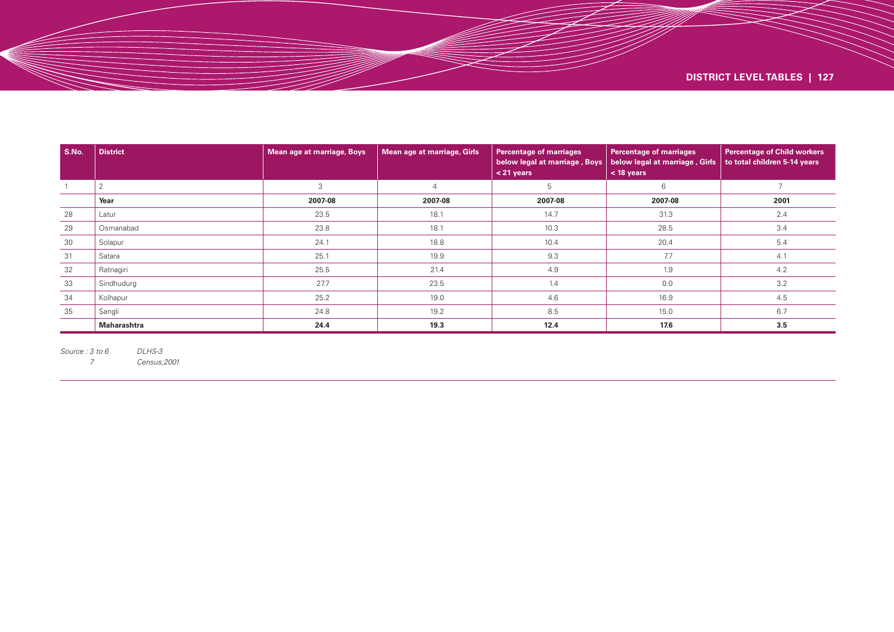| S.No. | District | Mean age at marriage, Boys | Mean age at marriage, Girls | Percentage of marriages below legal at marriage , Boys < 21 years | Percentage of marriages below legal at marriage , Girls < 18 years | Percentage of Child workers to total children 5-14 years |
|---|---|---|---|---|---|---|
| 1 | 2 | 3 | 4 | 5 | 6 | 7 |
| | **Year** | **2007-08** | **2007-08** | **2007-08** | **2007-08** | **2001** |
| 28 | Latur | 23.5 | 18.1 | 14.7 | 31.3 | 2.4 |
| 29 | Osmanabad | 23.8 | 18.1 | 10.3 | 28.5 | 3.4 |
| 30 | Solapur | 24.1 | 18.8 | 10.4 | 20.4 | 5.4 |
| 31 | Satara | 25.1 | 19.9 | 9.3 | 7.7 | 4.1 |
| 32 | Ratnagiri | 25.5 | 21.4 | 4.9 | 1.9 | 4.2 |
| 33 | Sindhudurg | 27.7 | 23.5 | 1.4 | 0.0 | 3.2 |
| 34 | Kolhapur | 25.2 | 19.0 | 4.6 | 16.9 | 4.5 |
| 35 | Sangli | 24.8 | 19.2 | 8.5 | 15.0 | 6.7 |
| | **Maharashtra** | **24.4** | **19.3** | **12.4** | **17.6** | **3.5** |

*Source : 3 to 6* *DLHS-3*

*7* *Census,2001*